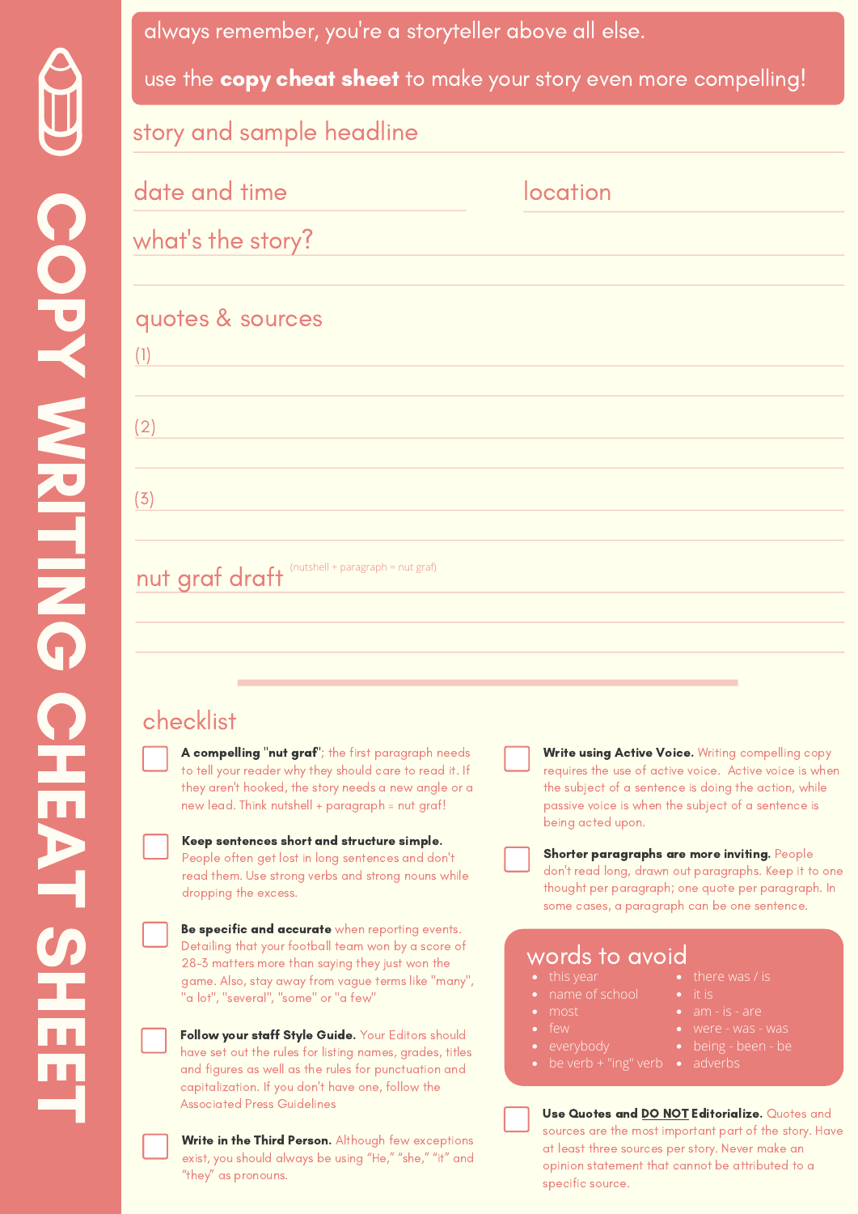# COPY WRITING CHEAT SHEET

always remember, you're a storyteller above all else.

use the **copy cheat sheet** to make your story even more compelling!

## story and sample headline

## date and time

## location

## what's the story?

## quotes & sources

(1)

(2)

(3)

## nut graf draft

(nutshell + paragraph = nut graf)

## checklist

- [ ] **A compelling "nut graf"**; the first paragraph needs to tell your reader why they should care to read it. If they aren't hooked, the story needs a new angle or a new lead. Think nutshell + paragraph = nut graf!
- [ ] **Keep sentences short and structure simple.** People often get lost in long sentences and don't read them. Use strong verbs and strong nouns while dropping the excess.
- [ ] **Be specific and accurate** when reporting events. Detailing that your football team won by a score of 28-3 matters more than saying they just won the game. Also, stay away from vague terms like "many", "a lot", "several", "some" or "a few"
- [ ] **Follow your staff Style Guide.** Your Editors should have set out the rules for listing names, grades, titles and figures as well as the rules for punctuation and capitalization. If you don't have one, follow the Associated Press Guidelines
- [ ] **Write in the Third Person.** Although few exceptions exist, you should always be using "He," "she," "it" and "they" as pronouns.
- [ ] **Write using Active Voice.** Writing compelling copy requires the use of active voice. Active voice is when the subject of a sentence is doing the action, while passive voice is when the subject of a sentence is being acted upon.
- [ ] **Shorter paragraphs are more inviting.** People don't read long, drawn out paragraphs. Keep it to one thought per paragraph; one quote per paragraph. In some cases, a paragraph can be one sentence.

### words to avoid

- this year
- name of school
- most
- few
- everybody
- be verb + "ing" verb
- there was / is
- it is
- am - is - are
- were - was - was
- being - been - be
- adverbs

- [ ] **Use Quotes and <u>DO NOT</u> Editorialize.** Quotes and sources are the most important part of the story. Have at least three sources per story. Never make an opinion statement that cannot be attributed to a specific source.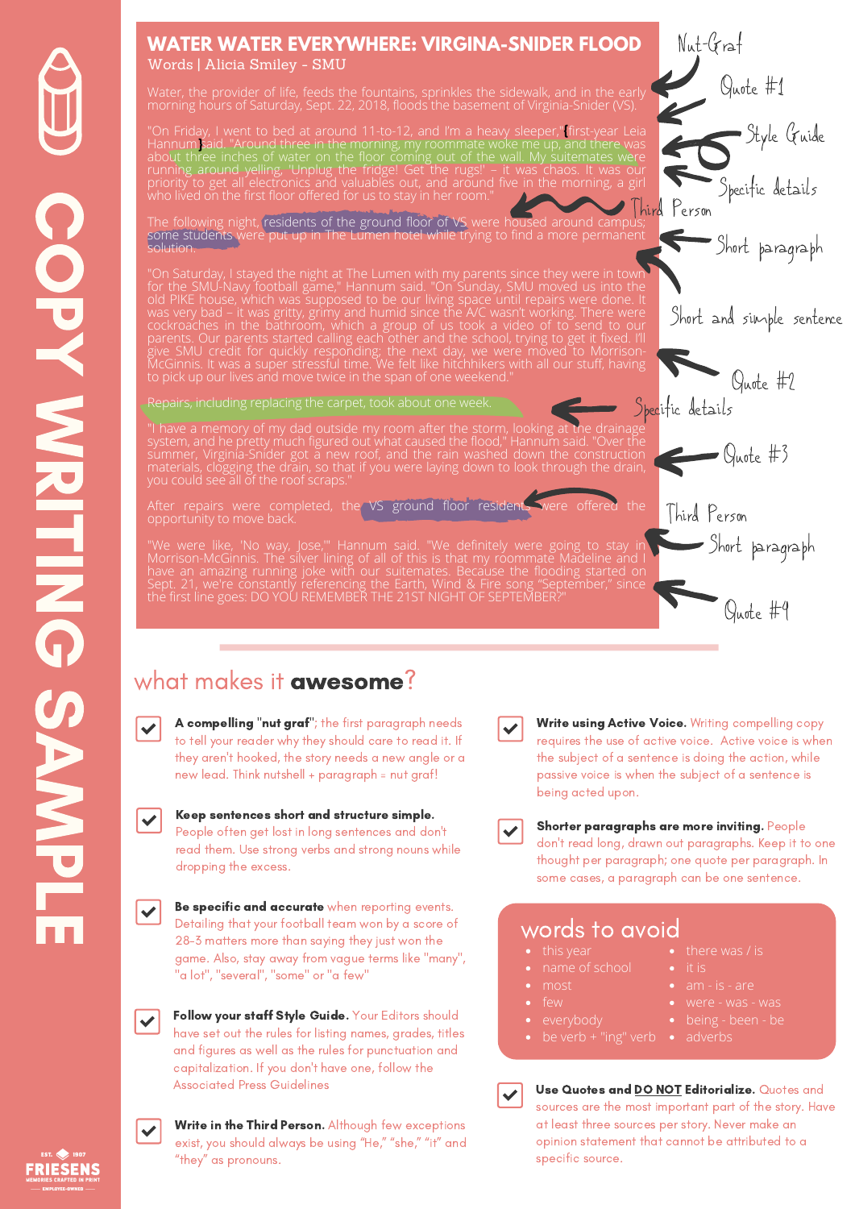# COPY WRITING SAMPLE

## WATER WATER EVERYWHERE: VIRGINA-SNIDER FLOOD

Words | Alicia Smiley - SMU

Water, the provider of life, feeds the fountains, sprinkles the sidewalk, and in the early morning hours of Saturday, Sept. 22, 2018, floods the basement of Virginia-Snider (VS).

"On Friday, I went to bed at around 11-to-12, and I'm a heavy sleeper," first-year Leia Hannum said. "Around three in the morning, my roommate woke me up, and there was about three inches of water on the floor coming out of the wall. My suitemates were running around yelling, 'Unplug the fridge! Get the rugs!' – it was chaos. It was our priority to get all electronics and valuables out, and around five in the morning, a girl who lived on the first floor offered for us to stay in her room."

The following night, residents of the ground floor of VS were housed around campus; some students were put up in The Lumen hotel while trying to find a more permanent solution.

"On Saturday, I stayed the night at The Lumen with my parents since they were in town for the SMU-Navy football game," Hannum said. "On Sunday, SMU moved us into the old PIKE house, which was supposed to be our living space until repairs were done. It was very bad – it was gritty, grimy and humid since the A/C wasn't working. There were cockroaches in the bathroom, which a group of us took a video of to send to our parents. Our parents started calling each other and the school, trying to get it fixed. I'll give SMU credit for quickly responding; the next day, we were moved to Morrison-McGinnis. It was a super stressful time. We felt like hitchhikers with all our stuff, having to pick up our lives and move twice in the span of one weekend."

Repairs, including replacing the carpet, took about one week.

"I have a memory of my dad outside my room after the storm, looking at the drainage system, and he pretty much figured out what caused the flood," Hannum said. "Over the summer, Virginia-Snider got a new roof, and the rain washed down the construction materials, clogging the drain, so that if you were laying down to look through the drain, you could see all of the roof scraps."

After repairs were completed, the VS ground floor residents were offered the opportunity to move back.

"We were like, 'No way, Jose,'" Hannum said. "We definitely were going to stay in Morrison-McGinnis. The silver lining of all of this is that my roommate Madeline and I have an amazing running joke with our suitemates. Because the flooding started on Sept. 21, we're constantly referencing the Earth, Wind & Fire song "September," since the first line goes: DO YOU REMEMBER THE 21ST NIGHT OF SEPTEMBER?"

Annotations: Nut-Graf; Quote #1; Style Guide; Specific details; Third Person; Short paragraph; Short and simple sentence; Quote #2; Specific details; Quote #3; Third Person; Short paragraph; Quote #4

## what makes it **awesome**?

- **A compelling "nut graf"**; the first paragraph needs to tell your reader why they should care to read it. If they aren't hooked, the story needs a new angle or a new lead. Think nutshell + paragraph = nut graf!
- **Keep sentences short and structure simple.** People often get lost in long sentences and don't read them. Use strong verbs and strong nouns while dropping the excess.
- **Be specific and accurate** when reporting events. Detailing that your football team won by a score of 28-3 matters more than saying they just won the game. Also, stay away from vague terms like "many", "a lot", "several", "some" or "a few"
- **Follow your staff Style Guide.** Your Editors should have set out the rules for listing names, grades, titles and figures as well as the rules for punctuation and capitalization. If you don't have one, follow the Associated Press Guidelines
- **Write in the Third Person.** Although few exceptions exist, you should always be using "He," "she," "it" and "they" as pronouns.
- **Write using Active Voice.** Writing compelling copy requires the use of active voice. Active voice is when the subject of a sentence is doing the action, while passive voice is when the subject of a sentence is being acted upon.
- **Shorter paragraphs are more inviting.** People don't read long, drawn out paragraphs. Keep it to one thought per paragraph; one quote per paragraph. In some cases, a paragraph can be one sentence.

### words to avoid

- this year
- name of school
- most
- few
- everybody
- be verb + "ing" verb
- there was / is
- it is
- am - is - are
- were - was - was
- being - been - be
- adverbs

- **Use Quotes and DO NOT Editorialize.** Quotes and sources are the most important part of the story. Have at least three sources per story. Never make an opinion statement that cannot be attributed to a specific source.

EST. 1907 FRIESENS MEMORIES CRAFTED IN PRINT — EMPLOYEE-OWNED —